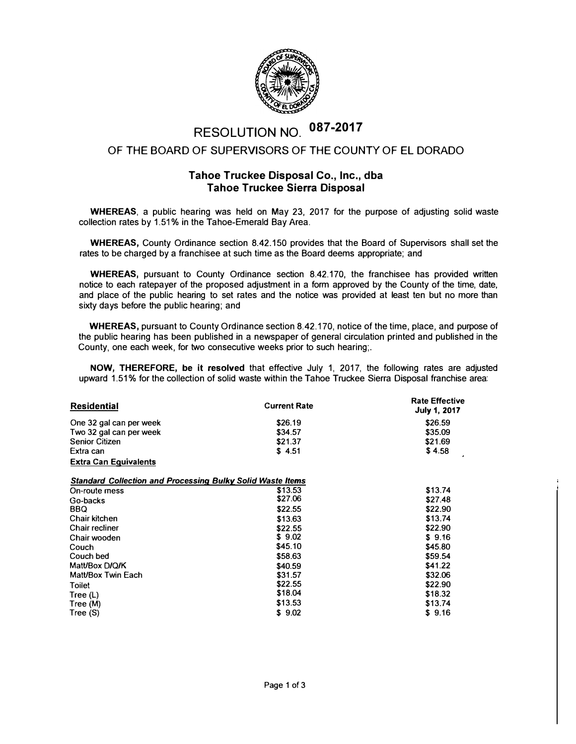# RESOLUTION NO. 087-2017

## OF THE BOARD OF SUPERVISORS OF THE COUNTY OF EL DORADO

### Tahoe Truckee Disposal Co., Inc., dba Tahoe Truckee Sierra Disposal

**WHEREAS**, a public hearing was held on May 23, 2017 for the purpose of adjusting solid waste collection rates by 1.51% in the Tahoe-Emerald Bay Area.

**WHEREAS,** County Ordinance section 8.42.150 provides that the Board of Supervisors shall set the rates to be charged by a franchisee at such time as the Board deems appropriate; and

**WHEREAS,** pursuant to County Ordinance section 8.42.170, the franchisee has provided written notice to each ratepayer of the proposed adjustment in a form approved by the County of the time, date, and place of the public hearing to set rates and the notice was provided at least ten but no more than sixty days before the public hearing; and

**WHEREAS,** pursuant to County Ordinance section 8.42.170, notice of the time, place, and purpose of the public hearing has been published in a newspaper of general circulation printed and published in the County, one each week, for two consecutive weeks prior to such hearing;.

**NOW, THEREFORE, be it resolved** that effective July 1, 2017, the following rates are adjusted upward 1.51% for the collection of solid waste within the Tahoe Truckee Sierra Disposal franchise area:

| **Residential** | **Current Rate** | **Rate Effective July 1, 2017** |
|---|---|---|
| One 32 gal can per week | $26.19 | $26.59 |
| Two 32 gal can per week | $34.57 | $35.09 |
| Senior Citizen | $21.37 | $21.69 |
| Extra can | $ 4.51 | $ 4.58 |
| **Extra Can Equivalents** | | |
| ***Standard Collection and Processing Bulky Solid Waste Items*** | | |
| On-route mess | $13.53 | $13.74 |
| Go-backs | $27.06 | $27.48 |
| BBQ | $22.55 | $22.90 |
| Chair kitchen | $13.63 | $13.74 |
| Chair recliner | $22.55 | $22.90 |
| Chair wooden | $ 9.02 | $ 9.16 |
| Couch | $45.10 | $45.80 |
| Couch bed | $58.63 | $59.54 |
| Matt/Box D/Q/K | $40.59 | $41.22 |
| Matt/Box Twin Each | $31.57 | $32.06 |
| Toilet | $22.55 | $22.90 |
| Tree (L) | $18.04 | $18.32 |
| Tree (M) | $13.53 | $13.74 |
| Tree (S) | $ 9.02 | $ 9.16 |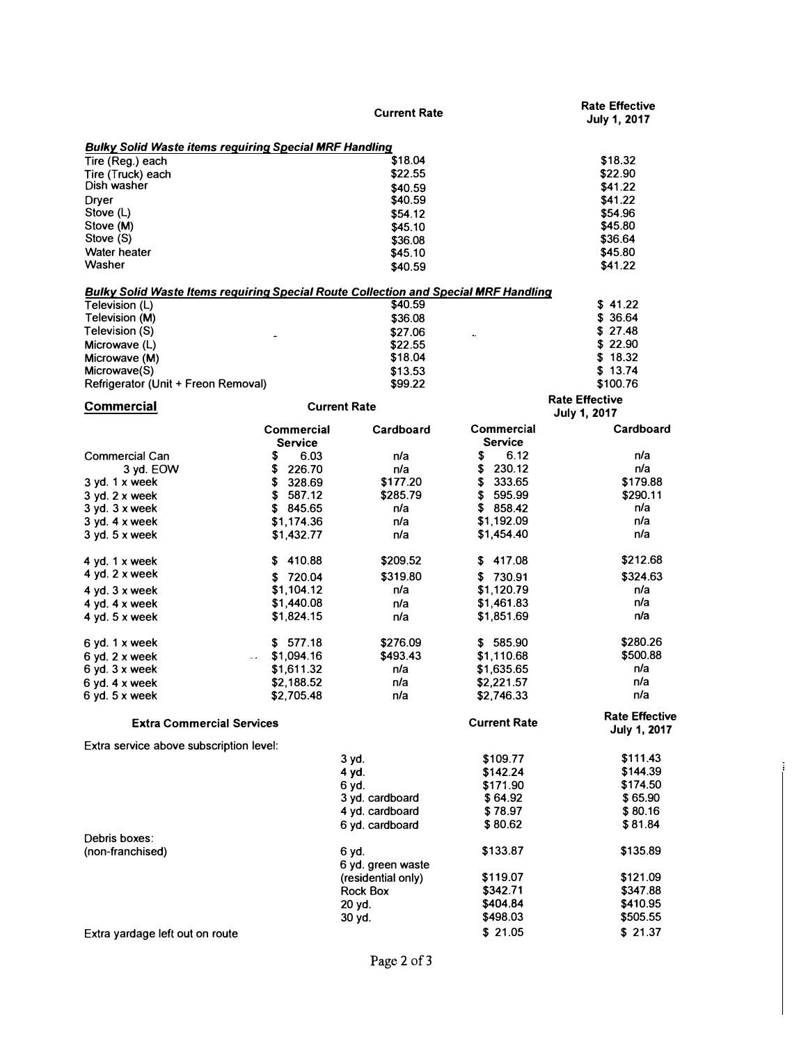| | Current Rate | Rate Effective July 1, 2017 |
|---|---|---|
| ***Bulky Solid Waste items requiring Special MRF Handling*** | | |
| Tire (Reg.) each | $18.04 | $18.32 |
| Tire (Truck) each | $22.55 | $22.90 |
| Dish washer | $40.59 | $41.22 |
| Dryer | $40.59 | $41.22 |
| Stove (L) | $54.12 | $54.96 |
| Stove (M) | $45.10 | $45.80 |
| Stove (S) | $36.08 | $36.64 |
| Water heater | $45.10 | $45.80 |
| Washer | $40.59 | $41.22 |
| ***Bulky Solid Waste Items requiring Special Route Collection and Special MRF Handling*** | | |
| Television (L) | $40.59 | $ 41.22 |
| Television (M) | $36.08 | $ 36.64 |
| Television (S) | $27.06 | $ 27.48 |
| Microwave (L) | $22.55 | $ 22.90 |
| Microwave (M) | $18.04 | $ 18.32 |
| Microwave(S) | $13.53 | $ 13.74 |
| Refrigerator (Unit + Freon Removal) | $99.22 | $100.76 |

| **Commercial** | Current Rate | | Rate Effective July 1, 2017 | |
|---|---|---|---|---|
| | Commercial Service | Cardboard | Commercial Service | Cardboard |
| Commercial Can | $ 6.03 | n/a | $ 6.12 | n/a |
| 3 yd. EOW | $ 226.70 | n/a | $ 230.12 | n/a |
| 3 yd. 1 x week | $ 328.69 | $177.20 | $ 333.65 | $179.88 |
| 3 yd. 2 x week | $ 587.12 | $285.79 | $ 595.99 | $290.11 |
| 3 yd. 3 x week | $ 845.65 | n/a | $ 858.42 | n/a |
| 3 yd. 4 x week | $1,174.36 | n/a | $1,192.09 | n/a |
| 3 yd. 5 x week | $1,432.77 | n/a | $1,454.40 | n/a |
| 4 yd. 1 x week | $ 410.88 | $209.52 | $ 417.08 | $212.68 |
| 4 yd. 2 x week | $ 720.04 | $319.80 | $ 730.91 | $324.63 |
| 4 yd. 3 x week | $1,104.12 | n/a | $1,120.79 | n/a |
| 4 yd. 4 x week | $1,440.08 | n/a | $1,461.83 | n/a |
| 4 yd. 5 x week | $1,824.15 | n/a | $1,851.69 | n/a |
| 6 yd. 1 x week | $ 577.18 | $276.09 | $ 585.90 | $280.26 |
| 6 yd. 2 x week | $1,094.16 | $493.43 | $1,110.68 | $500.88 |
| 6 yd. 3 x week | $1,611.32 | n/a | $1,635.65 | n/a |
| 6 yd. 4 x week | $2,188.52 | n/a | $2,221.57 | n/a |
| 6 yd. 5 x week | $2,705.48 | n/a | $2,746.33 | n/a |

| **Extra Commercial Services** | | Current Rate | Rate Effective July 1, 2017 |
|---|---|---|---|
| Extra service above subscription level: | | | |
| | 3 yd. | $109.77 | $111.43 |
| | 4 yd. | $142.24 | $144.39 |
| | 6 yd. | $171.90 | $174.50 |
| | 3 yd. cardboard | $ 64.92 | $ 65.90 |
| | 4 yd. cardboard | $ 78.97 | $ 80.16 |
| | 6 yd. cardboard | $ 80.62 | $ 81.84 |
| Debris boxes: (non-franchised) | 6 yd. | $133.87 | $135.89 |
| | 6 yd. green waste (residential only) | $119.07 | $121.09 |
| | Rock Box | $342.71 | $347.88 |
| | 20 yd. | $404.84 | $410.95 |
| | 30 yd. | $498.03 | $505.55 |
| Extra yardage left out on route | | $ 21.05 | $ 21.37 |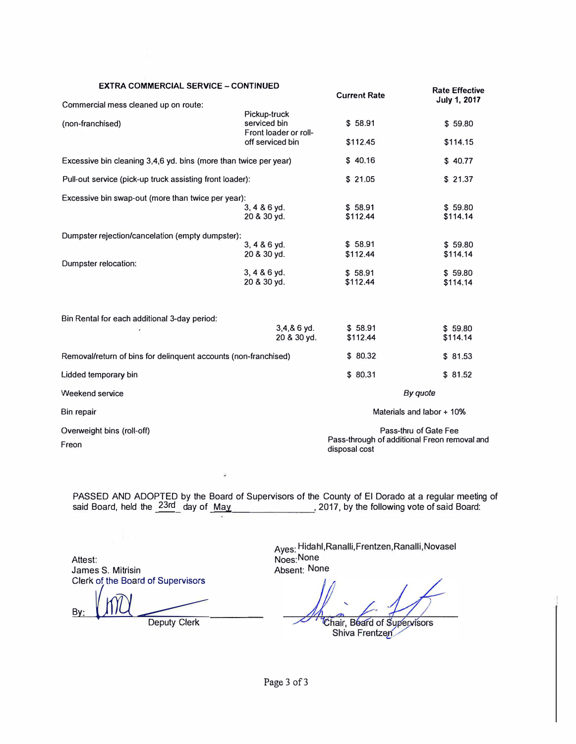**EXTRA COMMERCIAL SERVICE – CONTINUED**

| | | Current Rate | Rate Effective July 1, 2017 |
|---|---|---|---|
| Commercial mess cleaned up on route: | | | |
| (non-franchised) | Pickup-truck serviced bin | $ 58.91 | $ 59.80 |
| | Front loader or roll-off serviced bin | $112.45 | $114.15 |
| Excessive bin cleaning 3,4,6 yd. bins (more than twice per year) | | $ 40.16 | $ 40.77 |
| Pull-out service (pick-up truck assisting front loader): | | $ 21.05 | $ 21.37 |
| Excessive bin swap-out (more than twice per year): | 3, 4 & 6 yd. | $ 58.91 | $ 59.80 |
| | 20 & 30 yd. | $112.44 | $114.14 |
| Dumpster rejection/cancelation (empty dumpster): | 3, 4 & 6 yd. | $ 58.91 | $ 59.80 |
| | 20 & 30 yd. | $112.44 | $114.14 |
| Dumpster relocation: | 3, 4 & 6 yd. | $ 58.91 | $ 59.80 |
| | 20 & 30 yd. | $112.44 | $114.14 |
| Bin Rental for each additional 3-day period: | 3,4,& 6 yd. | $ 58.91 | $ 59.80 |
| | 20 & 30 yd. | $112.44 | $114.14 |
| Removal/return of bins for delinquent accounts (non-franchised) | | $ 80.32 | $ 81.53 |
| Lidded temporary bin | | $ 80.31 | $ 81.52 |
| Weekend service | | *By quote* | |
| Bin repair | | Materials and labor + 10% | |
| Overweight bins (roll-off) | | Pass-thru of Gate Fee | |
| Freon | | Pass-through of additional Freon removal and disposal cost | |

PASSED AND ADOPTED by the Board of Supervisors of the County of El Dorado at a regular meeting of said Board, held the 23rd day of May, 2017, by the following vote of said Board:

Ayes: Hidahl,Ranalli,Frentzen,Ranalli,Novasel
Noes: None
Absent: None

Attest:
James S. Mitrisin
Clerk of the Board of Supervisors

By: ________________
Deputy Clerk

________________
Chair, Board of Supervisors
Shiva Frentzen